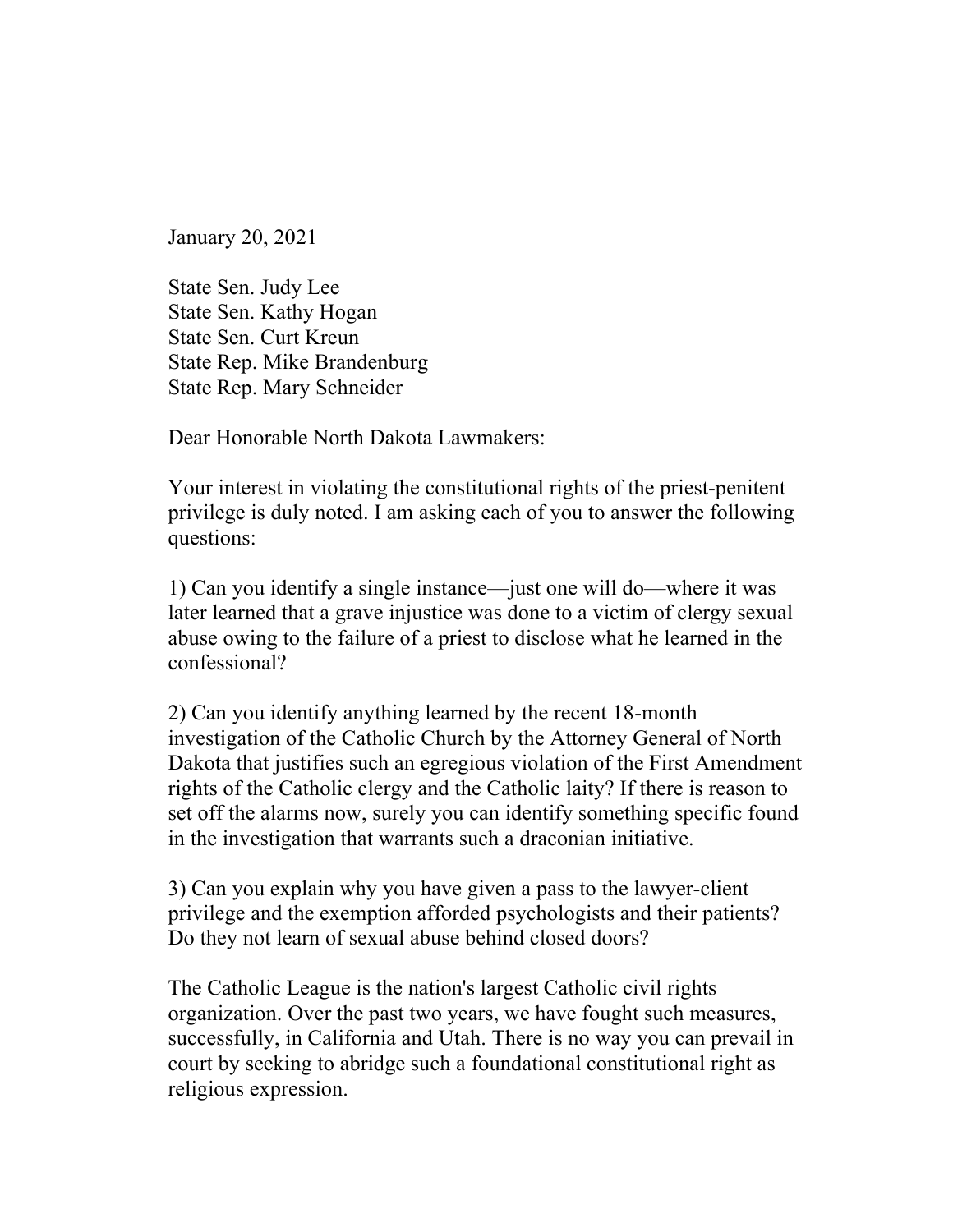January 20, 2021

State Sen. Judy Lee
State Sen. Kathy Hogan
State Sen. Curt Kreun
State Rep. Mike Brandenburg
State Rep. Mary Schneider

Dear Honorable North Dakota Lawmakers:

Your interest in violating the constitutional rights of the priest-penitent privilege is duly noted. I am asking each of you to answer the following questions:

1) Can you identify a single instance—just one will do—where it was later learned that a grave injustice was done to a victim of clergy sexual abuse owing to the failure of a priest to disclose what he learned in the confessional?

2) Can you identify anything learned by the recent 18-month investigation of the Catholic Church by the Attorney General of North Dakota that justifies such an egregious violation of the First Amendment rights of the Catholic clergy and the Catholic laity? If there is reason to set off the alarms now, surely you can identify something specific found in the investigation that warrants such a draconian initiative.

3) Can you explain why you have given a pass to the lawyer-client privilege and the exemption afforded psychologists and their patients? Do they not learn of sexual abuse behind closed doors?

The Catholic League is the nation's largest Catholic civil rights organization. Over the past two years, we have fought such measures, successfully, in California and Utah. There is no way you can prevail in court by seeking to abridge such a foundational constitutional right as religious expression.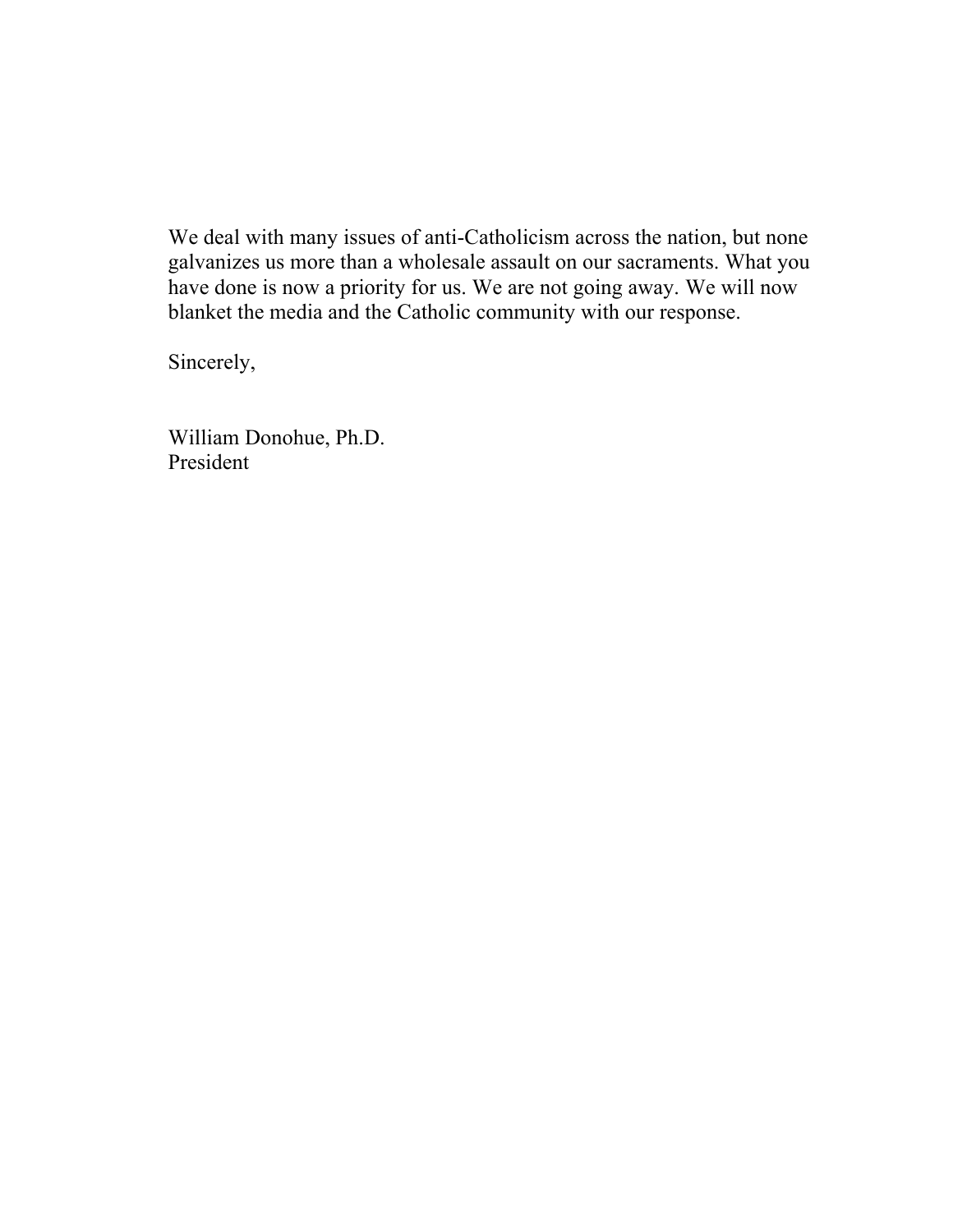We deal with many issues of anti-Catholicism across the nation, but none galvanizes us more than a wholesale assault on our sacraments. What you have done is now a priority for us. We are not going away. We will now blanket the media and the Catholic community with our response.

Sincerely,

William Donohue, Ph.D.
President